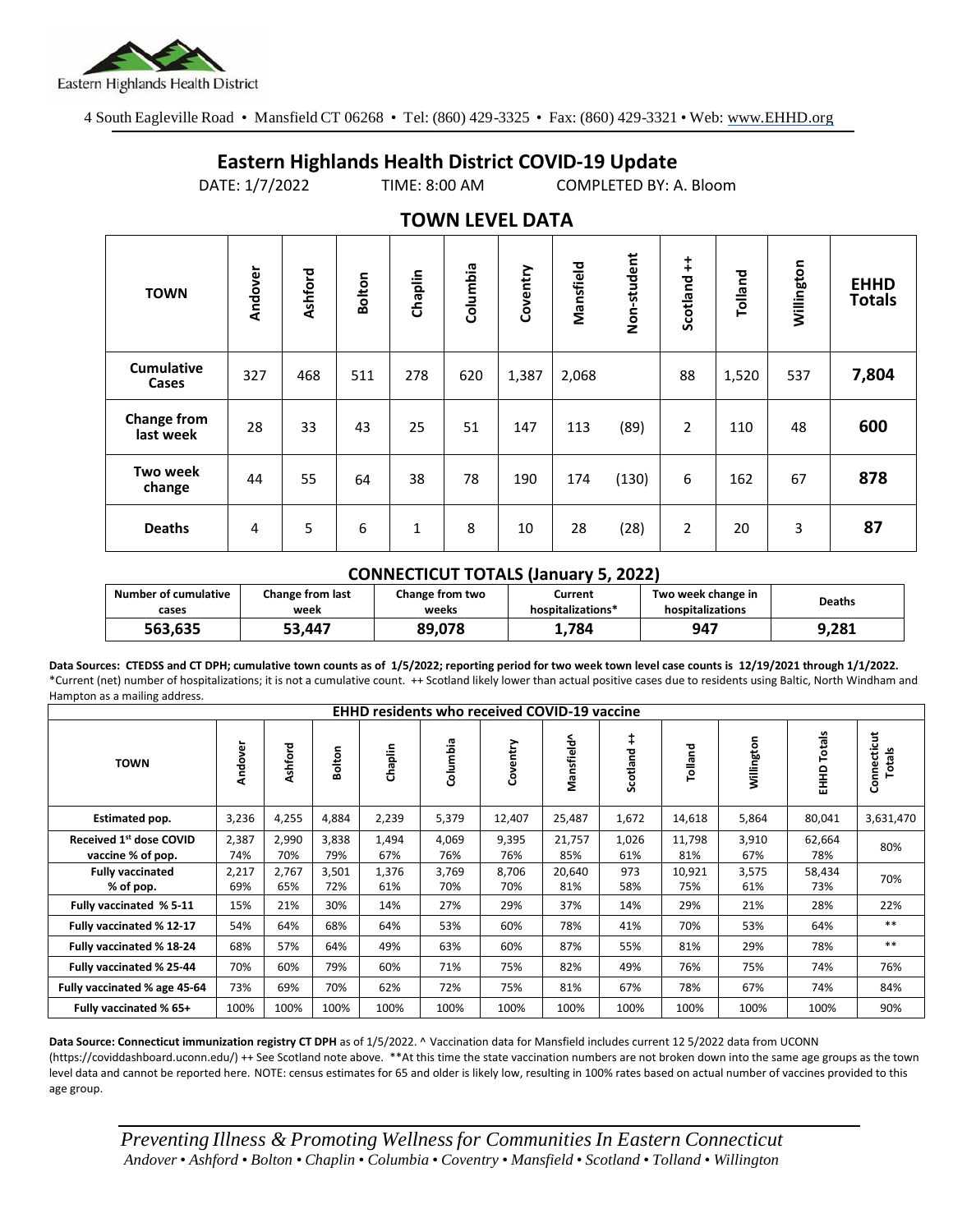Eastern Highlands Health District

4 South Eagleville Road • Mansfield CT 06268 • Tel: (860) 429-3325 • Fax: (860) 429-3321 • Web: www.EHHD.org

# Eastern Highlands Health District COVID-19 Update

DATE: 1/7/2022 TIME: 8:00 AM COMPLETED BY: A. Bloom

## TOWN LEVEL DATA

| TOWN | Andover | Ashford | Bolton | Chaplin | Columbia | Coventry | Mansfield | Non-student | Scotland ++ | Tolland | Willington | EHHD Totals |
|---|---|---|---|---|---|---|---|---|---|---|---|---|
| Cumulative Cases | 327 | 468 | 511 | 278 | 620 | 1,387 | 2,068 | | 88 | 1,520 | 537 | **7,804** |
| Change from last week | 28 | 33 | 43 | 25 | 51 | 147 | 113 | (89) | 2 | 110 | 48 | **600** |
| Two week change | 44 | 55 | 64 | 38 | 78 | 190 | 174 | (130) | 6 | 162 | 67 | **878** |
| Deaths | 4 | 5 | 6 | 1 | 8 | 10 | 28 | (28) | 2 | 20 | 3 | **87** |

### CONNECTICUT TOTALS (January 5, 2022)

| Number of cumulative cases | Change from last week | Change from two weeks | Current hospitalizations* | Two week change in hospitalizations | Deaths |
|---|---|---|---|---|---|
| **563,635** | **53,447** | **89,078** | **1,784** | **947** | **9,281** |

**Data Sources: CTEDSS and CT DPH; cumulative town counts as of 1/5/2022; reporting period for two week town level case counts is 12/19/2021 through 1/1/2022.** *Current (net) number of hospitalizations; it is not a cumulative count. ++ Scotland likely lower than actual positive cases due to residents using Baltic, North Windham and Hampton as a mailing address.

| EHHD residents who received COVID-19 vaccine | | | | | | | | | | | | |
|---|---|---|---|---|---|---|---|---|---|---|---|---|
| **TOWN** | **Andover** | **Ashford** | **Bolton** | **Chaplin** | **Columbia** | **Coventry** | **Mansfield^** | **Scotland ++** | **Tolland** | **Willington** | **EHHD Totals** | **Connecticut Totals** |
| **Estimated pop.** | 3,236 | 4,255 | 4,884 | 2,239 | 5,379 | 12,407 | 25,487 | 1,672 | 14,618 | 5,864 | 80,041 | 3,631,470 |
| **Received 1st dose COVID vaccine % of pop.** | 2,387 74% | 2,990 70% | 3,838 79% | 1,494 67% | 4,069 76% | 9,395 76% | 21,757 85% | 1,026 61% | 11,798 81% | 3,910 67% | 62,664 78% | 80% |
| **Fully vaccinated % of pop.** | 2,217 69% | 2,767 65% | 3,501 72% | 1,376 61% | 3,769 70% | 8,706 70% | 20,640 81% | 973 58% | 10,921 75% | 3,575 61% | 58,434 73% | 70% |
| **Fully vaccinated % 5-11** | 15% | 21% | 30% | 14% | 27% | 29% | 37% | 14% | 29% | 21% | 28% | 22% |
| **Fully vaccinated % 12-17** | 54% | 64% | 68% | 64% | 53% | 60% | 78% | 41% | 70% | 53% | 64% | ** |
| **Fully vaccinated % 18-24** | 68% | 57% | 64% | 49% | 63% | 60% | 87% | 55% | 81% | 29% | 78% | ** |
| **Fully vaccinated % 25-44** | 70% | 60% | 79% | 60% | 71% | 75% | 82% | 49% | 76% | 75% | 74% | 76% |
| **Fully vaccinated % age 45-64** | 73% | 69% | 70% | 62% | 72% | 75% | 81% | 67% | 78% | 67% | 74% | 84% |
| **Fully vaccinated % 65+** | 100% | 100% | 100% | 100% | 100% | 100% | 100% | 100% | 100% | 100% | 100% | 90% |

**Data Source: Connecticut immunization registry CT DPH** as of 1/5/2022. ^ Vaccination data for Mansfield includes current 12 5/2022 data from UCONN (https://coviddashboard.uconn.edu/) ++ See Scotland note above. **At this time the state vaccination numbers are not broken down into the same age groups as the town level data and cannot be reported here. NOTE: census estimates for 65 and older is likely low, resulting in 100% rates based on actual number of vaccines provided to this age group.

*Preventing Illness & Promoting Wellness for Communities In Eastern Connecticut*
*Andover • Ashford • Bolton • Chaplin • Columbia • Coventry • Mansfield • Scotland • Tolland • Willington*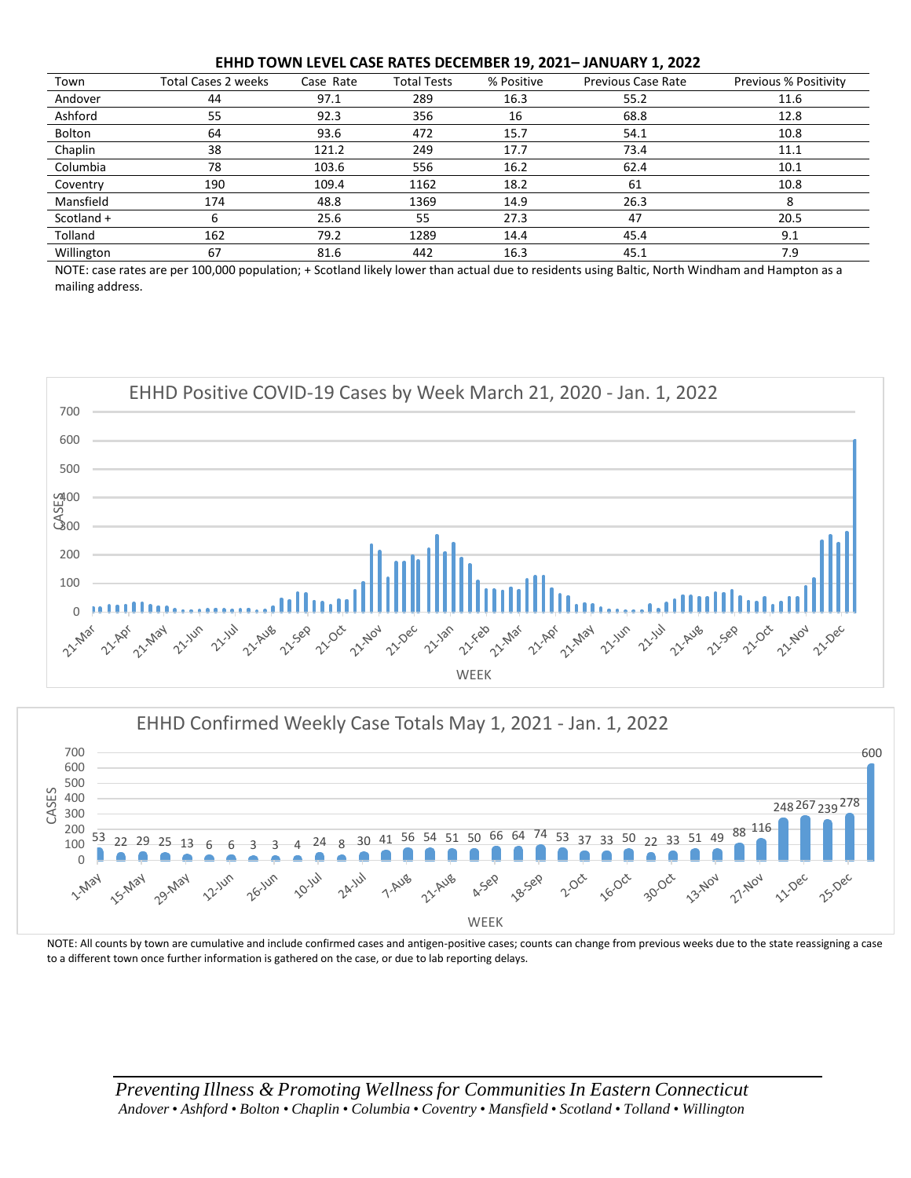**EHHD TOWN LEVEL CASE RATES DECEMBER 19, 2021– JANUARY 1, 2022**

| Town | Total Cases 2 weeks | Case Rate | Total Tests | % Positive | Previous Case Rate | Previous % Positivity |
|---|---|---|---|---|---|---|
| Andover | 44 | 97.1 | 289 | 16.3 | 55.2 | 11.6 |
| Ashford | 55 | 92.3 | 356 | 16 | 68.8 | 12.8 |
| Bolton | 64 | 93.6 | 472 | 15.7 | 54.1 | 10.8 |
| Chaplin | 38 | 121.2 | 249 | 17.7 | 73.4 | 11.1 |
| Columbia | 78 | 103.6 | 556 | 16.2 | 62.4 | 10.1 |
| Coventry | 190 | 109.4 | 1162 | 18.2 | 61 | 10.8 |
| Mansfield | 174 | 48.8 | 1369 | 14.9 | 26.3 | 8 |
| Scotland + | 6 | 25.6 | 55 | 27.3 | 47 | 20.5 |
| Tolland | 162 | 79.2 | 1289 | 14.4 | 45.4 | 9.1 |
| Willington | 67 | 81.6 | 442 | 16.3 | 45.1 | 7.9 |

NOTE: case rates are per 100,000 population; + Scotland likely lower than actual due to residents using Baltic, North Windham and Hampton as a mailing address.

EHHD Positive COVID-19 Cases by Week March 21, 2020 - Jan. 1, 2022

CASES

0, 100, 200, 300, 400, 500, 600, 700

21-Mar, 21-Apr, 21-May, 21-Jun, 21-Jul, 21-Aug, 21-Sep, 21-Oct, 21-Nov, 21-Dec, 21-Jan, 21-Feb, 21-Mar, 21-Apr, 21-May, 21-Jun, 21-Jul, 21-Aug, 21-Sep, 21-Oct, 21-Nov, 21-Dec

WEEK

EHHD Confirmed Weekly Case Totals May 1, 2021 - Jan. 1, 2022

CASES

0, 100, 200, 300, 400, 500, 600, 700

53, 22, 29, 25, 13, 6, 6, 3, 3, 4, 24, 8, 30, 41, 56, 54, 51, 50, 66, 64, 74, 53, 37, 33, 50, 22, 33, 51, 49, 88, 116, 248, 267, 239, 278, 600

1-May, 15-May, 29-May, 12-Jun, 26-Jun, 10-Jul, 24-Jul, 7-Aug, 21-Aug, 4-Sep, 18-Sep, 2-Oct, 16-Oct, 30-Oct, 13-Nov, 27-Nov, 11-Dec, 25-Dec

WEEK

NOTE: All counts by town are cumulative and include confirmed cases and antigen-positive cases; counts can change from previous weeks due to the state reassigning a case to a different town once further information is gathered on the case, or due to lab reporting delays.

*Preventing Illness & Promoting Wellness for Communities In Eastern Connecticut*
*Andover • Ashford • Bolton • Chaplin • Columbia • Coventry • Mansfield • Scotland • Tolland • Willington*